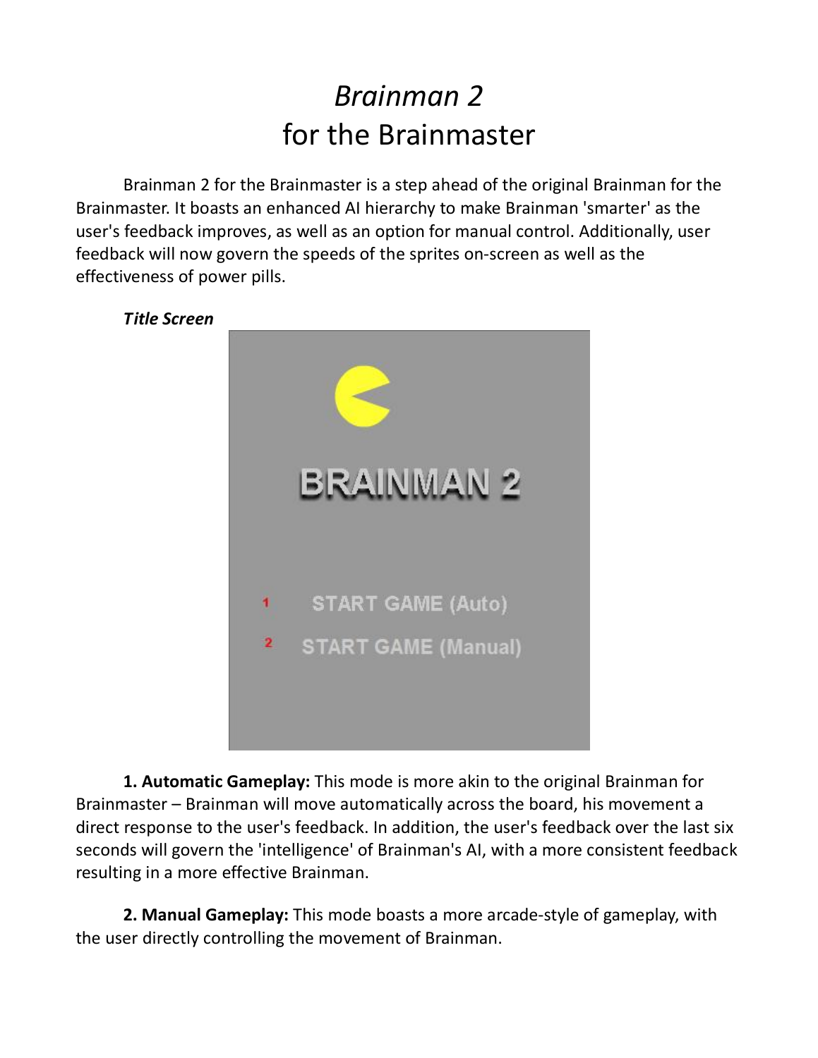# *Brainman 2*
# for the Brainmaster

Brainman 2 for the Brainmaster is a step ahead of the original Brainman for the Brainmaster. It boasts an enhanced AI hierarchy to make Brainman 'smarter' as the user's feedback improves, as well as an option for manual control. Additionally, user feedback will now govern the speeds of the sprites on-screen as well as the effectiveness of power pills.

***Title Screen***

**1. Automatic Gameplay:** This mode is more akin to the original Brainman for Brainmaster – Brainman will move automatically across the board, his movement a direct response to the user's feedback. In addition, the user's feedback over the last six seconds will govern the 'intelligence' of Brainman's AI, with a more consistent feedback resulting in a more effective Brainman.

**2. Manual Gameplay:** This mode boasts a more arcade-style of gameplay, with the user directly controlling the movement of Brainman.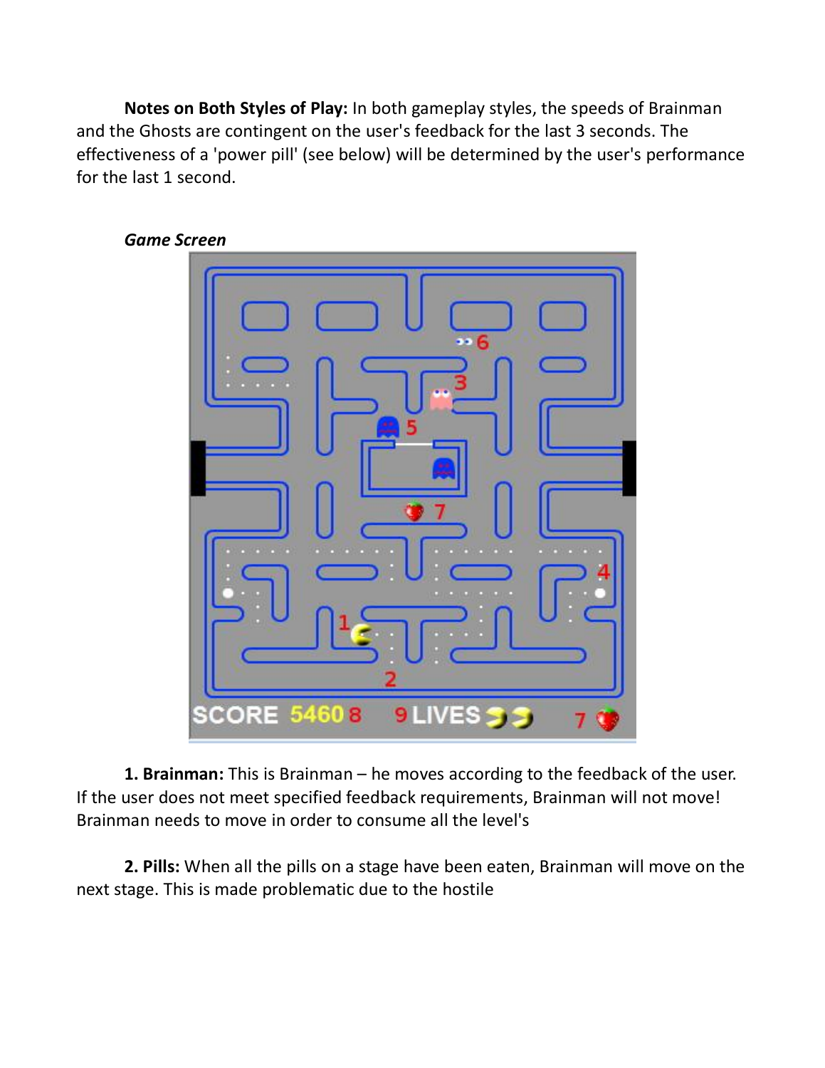**Notes on Both Styles of Play:** In both gameplay styles, the speeds of Brainman and the Ghosts are contingent on the user's feedback for the last 3 seconds. The effectiveness of a 'power pill' (see below) will be determined by the user's performance for the last 1 second.

***Game Screen***

**1. Brainman:** This is Brainman – he moves according to the feedback of the user. If the user does not meet specified feedback requirements, Brainman will not move! Brainman needs to move in order to consume all the level's

**2. Pills:** When all the pills on a stage have been eaten, Brainman will move on the next stage. This is made problematic due to the hostile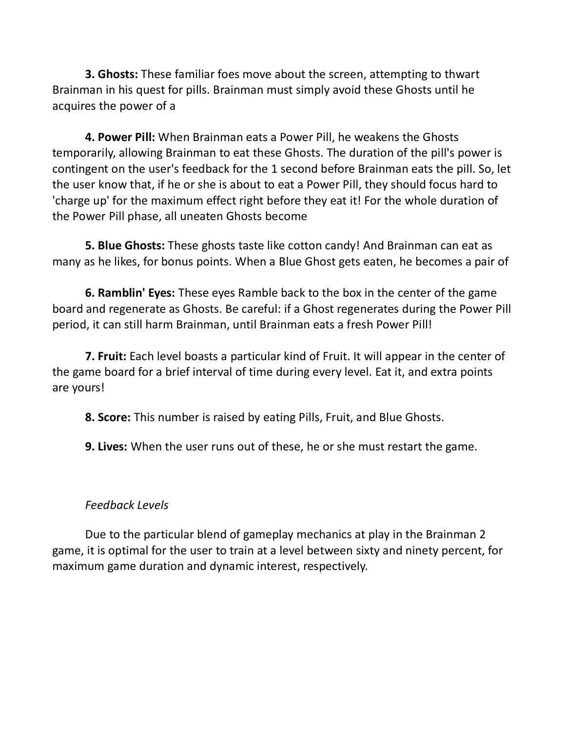**3. Ghosts:** These familiar foes move about the screen, attempting to thwart Brainman in his quest for pills. Brainman must simply avoid these Ghosts until he acquires the power of a

**4. Power Pill:** When Brainman eats a Power Pill, he weakens the Ghosts temporarily, allowing Brainman to eat these Ghosts. The duration of the pill's power is contingent on the user's feedback for the 1 second before Brainman eats the pill. So, let the user know that, if he or she is about to eat a Power Pill, they should focus hard to 'charge up' for the maximum effect right before they eat it! For the whole duration of the Power Pill phase, all uneaten Ghosts become

**5. Blue Ghosts:** These ghosts taste like cotton candy! And Brainman can eat as many as he likes, for bonus points. When a Blue Ghost gets eaten, he becomes a pair of

**6. Ramblin' Eyes:** These eyes Ramble back to the box in the center of the game board and regenerate as Ghosts. Be careful: if a Ghost regenerates during the Power Pill period, it can still harm Brainman, until Brainman eats a fresh Power Pill!

**7. Fruit:** Each level boasts a particular kind of Fruit. It will appear in the center of the game board for a brief interval of time during every level. Eat it, and extra points are yours!

**8. Score:** This number is raised by eating Pills, Fruit, and Blue Ghosts.

**9. Lives:** When the user runs out of these, he or she must restart the game.

*Feedback Levels*

Due to the particular blend of gameplay mechanics at play in the Brainman 2 game, it is optimal for the user to train at a level between sixty and ninety percent, for maximum game duration and dynamic interest, respectively.